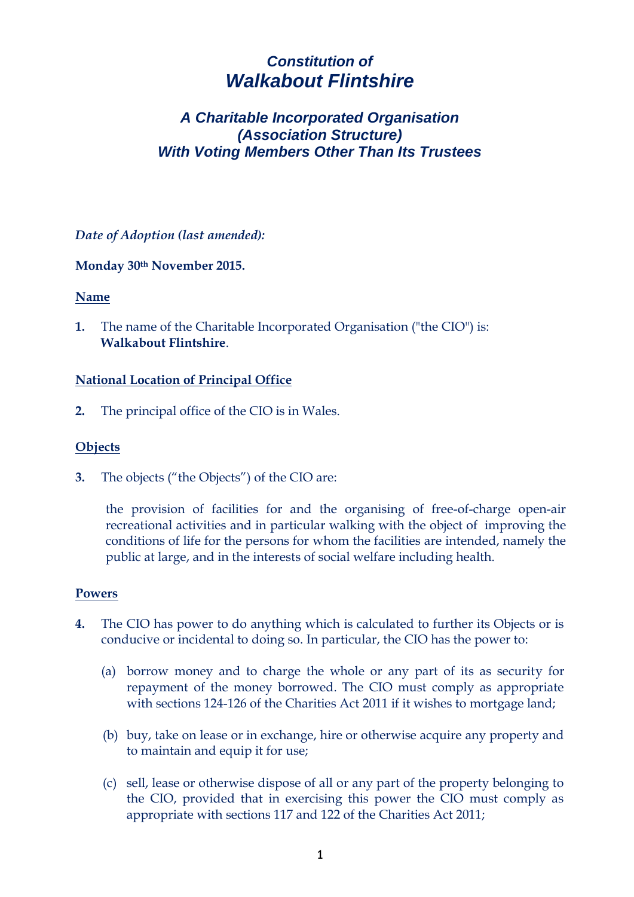# *Constitution of* *Walkabout Flintshire*

## *A Charitable Incorporated Organisation (Association Structure) With Voting Members Other Than Its Trustees*

*Date of Adoption (last amended):*

**Monday 30th November 2015.**

### Name

**1.** The name of the Charitable Incorporated Organisation ("the CIO") is: **Walkabout Flintshire**.

### National Location of Principal Office

**2.** The principal office of the CIO is in Wales.

### Objects

**3.** The objects ("the Objects") of the CIO are:

the provision of facilities for and the organising of free-of-charge open-air recreational activities and in particular walking with the object of improving the conditions of life for the persons for whom the facilities are intended, namely the public at large, and in the interests of social welfare including health.

### Powers

**4.** The CIO has power to do anything which is calculated to further its Objects or is conducive or incidental to doing so. In particular, the CIO has the power to:

(a) borrow money and to charge the whole or any part of its as security for repayment of the money borrowed. The CIO must comply as appropriate with sections 124-126 of the Charities Act 2011 if it wishes to mortgage land;

(b) buy, take on lease or in exchange, hire or otherwise acquire any property and to maintain and equip it for use;

(c) sell, lease or otherwise dispose of all or any part of the property belonging to the CIO, provided that in exercising this power the CIO must comply as appropriate with sections 117 and 122 of the Charities Act 2011;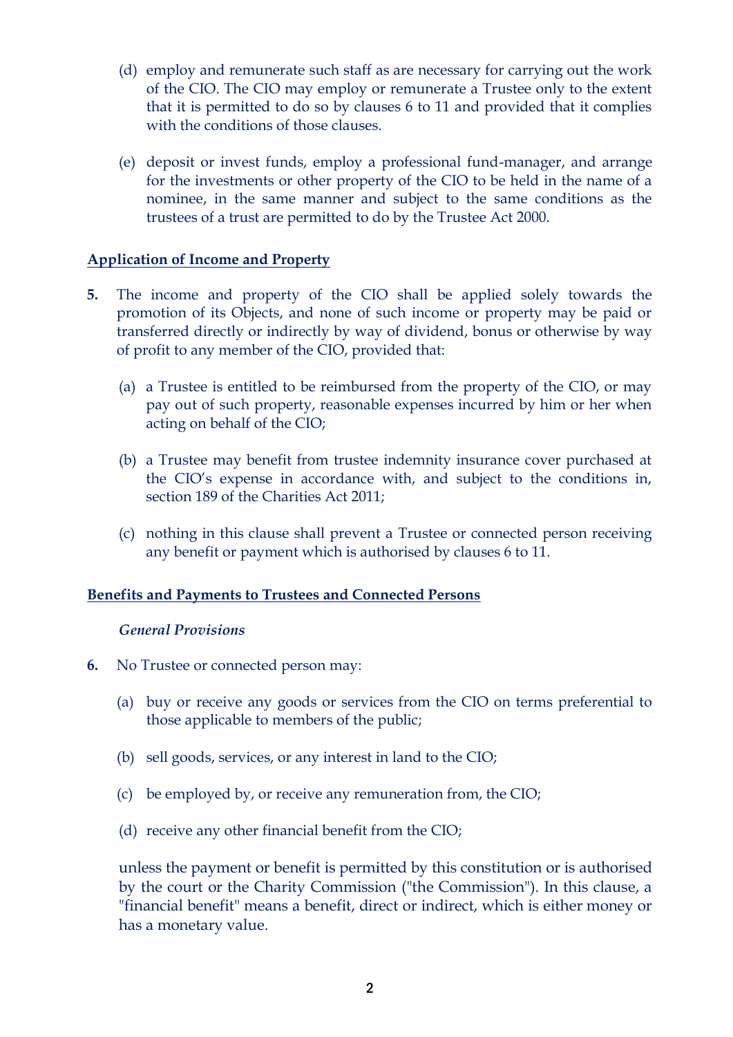(d) employ and remunerate such staff as are necessary for carrying out the work of the CIO. The CIO may employ or remunerate a Trustee only to the extent that it is permitted to do so by clauses 6 to 11 and provided that it complies with the conditions of those clauses.

(e) deposit or invest funds, employ a professional fund-manager, and arrange for the investments or other property of the CIO to be held in the name of a nominee, in the same manner and subject to the same conditions as the trustees of a trust are permitted to do by the Trustee Act 2000.

**Application of Income and Property**

**5.** The income and property of the CIO shall be applied solely towards the promotion of its Objects, and none of such income or property may be paid or transferred directly or indirectly by way of dividend, bonus or otherwise by way of profit to any member of the CIO, provided that:

(a) a Trustee is entitled to be reimbursed from the property of the CIO, or may pay out of such property, reasonable expenses incurred by him or her when acting on behalf of the CIO;

(b) a Trustee may benefit from trustee indemnity insurance cover purchased at the CIO's expense in accordance with, and subject to the conditions in, section 189 of the Charities Act 2011;

(c) nothing in this clause shall prevent a Trustee or connected person receiving any benefit or payment which is authorised by clauses 6 to 11.

**Benefits and Payments to Trustees and Connected Persons**

*General Provisions*

**6.** No Trustee or connected person may:

(a) buy or receive any goods or services from the CIO on terms preferential to those applicable to members of the public;

(b) sell goods, services, or any interest in land to the CIO;

(c) be employed by, or receive any remuneration from, the CIO;

(d) receive any other financial benefit from the CIO;

unless the payment or benefit is permitted by this constitution or is authorised by the court or the Charity Commission ("the Commission"). In this clause, a "financial benefit" means a benefit, direct or indirect, which is either money or has a monetary value.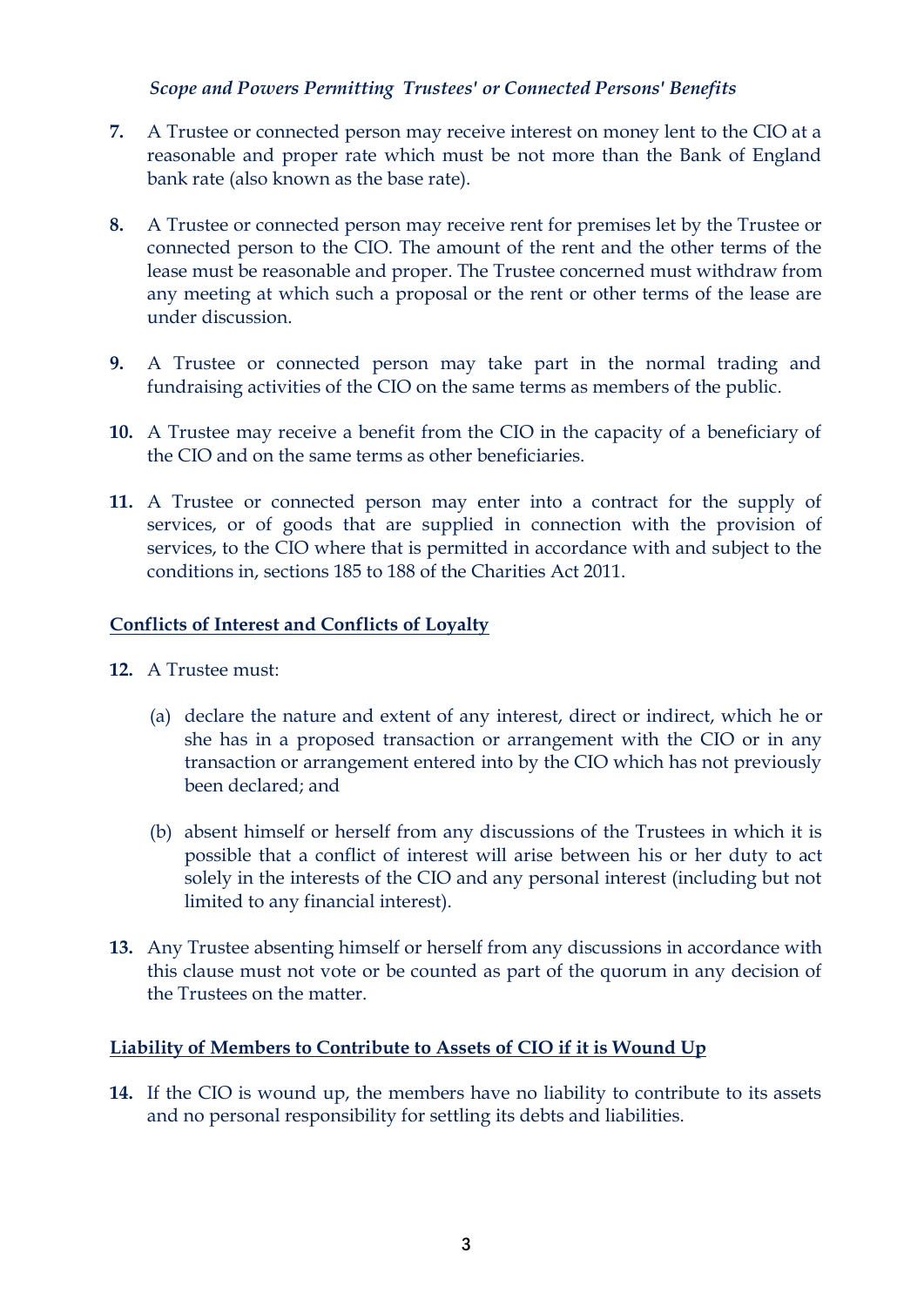*Scope and Powers Permitting Trustees' or Connected Persons' Benefits*

**7.** A Trustee or connected person may receive interest on money lent to the CIO at a reasonable and proper rate which must be not more than the Bank of England bank rate (also known as the base rate).

**8.** A Trustee or connected person may receive rent for premises let by the Trustee or connected person to the CIO. The amount of the rent and the other terms of the lease must be reasonable and proper. The Trustee concerned must withdraw from any meeting at which such a proposal or the rent or other terms of the lease are under discussion.

**9.** A Trustee or connected person may take part in the normal trading and fundraising activities of the CIO on the same terms as members of the public.

**10.** A Trustee may receive a benefit from the CIO in the capacity of a beneficiary of the CIO and on the same terms as other beneficiaries.

**11.** A Trustee or connected person may enter into a contract for the supply of services, or of goods that are supplied in connection with the provision of services, to the CIO where that is permitted in accordance with and subject to the conditions in, sections 185 to 188 of the Charities Act 2011.

**Conflicts of Interest and Conflicts of Loyalty**

**12.** A Trustee must:

(a) declare the nature and extent of any interest, direct or indirect, which he or she has in a proposed transaction or arrangement with the CIO or in any transaction or arrangement entered into by the CIO which has not previously been declared; and

(b) absent himself or herself from any discussions of the Trustees in which it is possible that a conflict of interest will arise between his or her duty to act solely in the interests of the CIO and any personal interest (including but not limited to any financial interest).

**13.** Any Trustee absenting himself or herself from any discussions in accordance with this clause must not vote or be counted as part of the quorum in any decision of the Trustees on the matter.

**Liability of Members to Contribute to Assets of CIO if it is Wound Up**

**14.** If the CIO is wound up, the members have no liability to contribute to its assets and no personal responsibility for settling its debts and liabilities.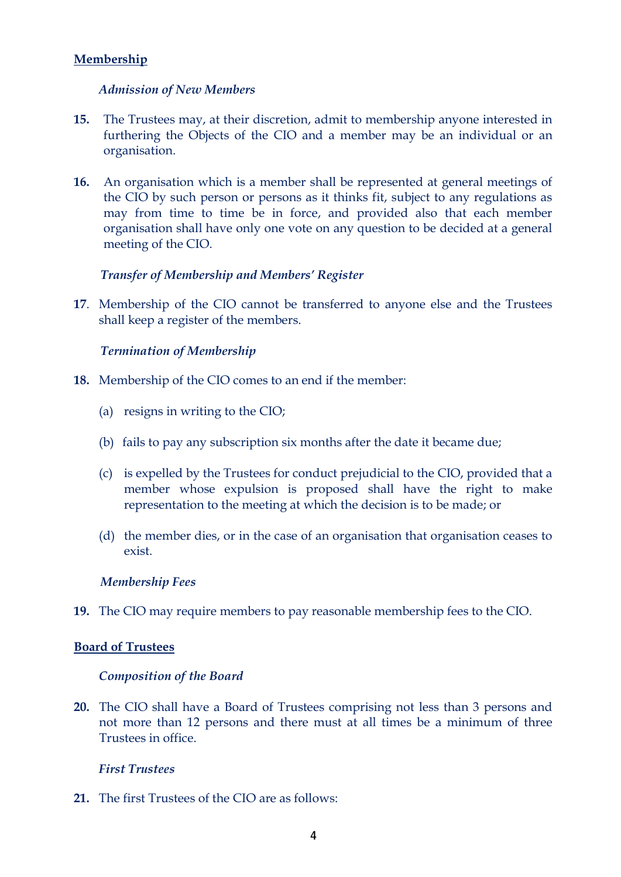## Membership

### *Admission of New Members*

**15.** The Trustees may, at their discretion, admit to membership anyone interested in furthering the Objects of the CIO and a member may be an individual or an organisation.

**16.** An organisation which is a member shall be represented at general meetings of the CIO by such person or persons as it thinks fit, subject to any regulations as may from time to time be in force, and provided also that each member organisation shall have only one vote on any question to be decided at a general meeting of the CIO.

### *Transfer of Membership and Members' Register*

**17**. Membership of the CIO cannot be transferred to anyone else and the Trustees shall keep a register of the members.

### *Termination of Membership*

**18.** Membership of the CIO comes to an end if the member:

(a) resigns in writing to the CIO;

(b) fails to pay any subscription six months after the date it became due;

(c) is expelled by the Trustees for conduct prejudicial to the CIO, provided that a member whose expulsion is proposed shall have the right to make representation to the meeting at which the decision is to be made; or

(d) the member dies, or in the case of an organisation that organisation ceases to exist.

### *Membership Fees*

**19.** The CIO may require members to pay reasonable membership fees to the CIO.

## Board of Trustees

### *Composition of the Board*

**20.** The CIO shall have a Board of Trustees comprising not less than 3 persons and not more than 12 persons and there must at all times be a minimum of three Trustees in office.

### *First Trustees*

**21.** The first Trustees of the CIO are as follows: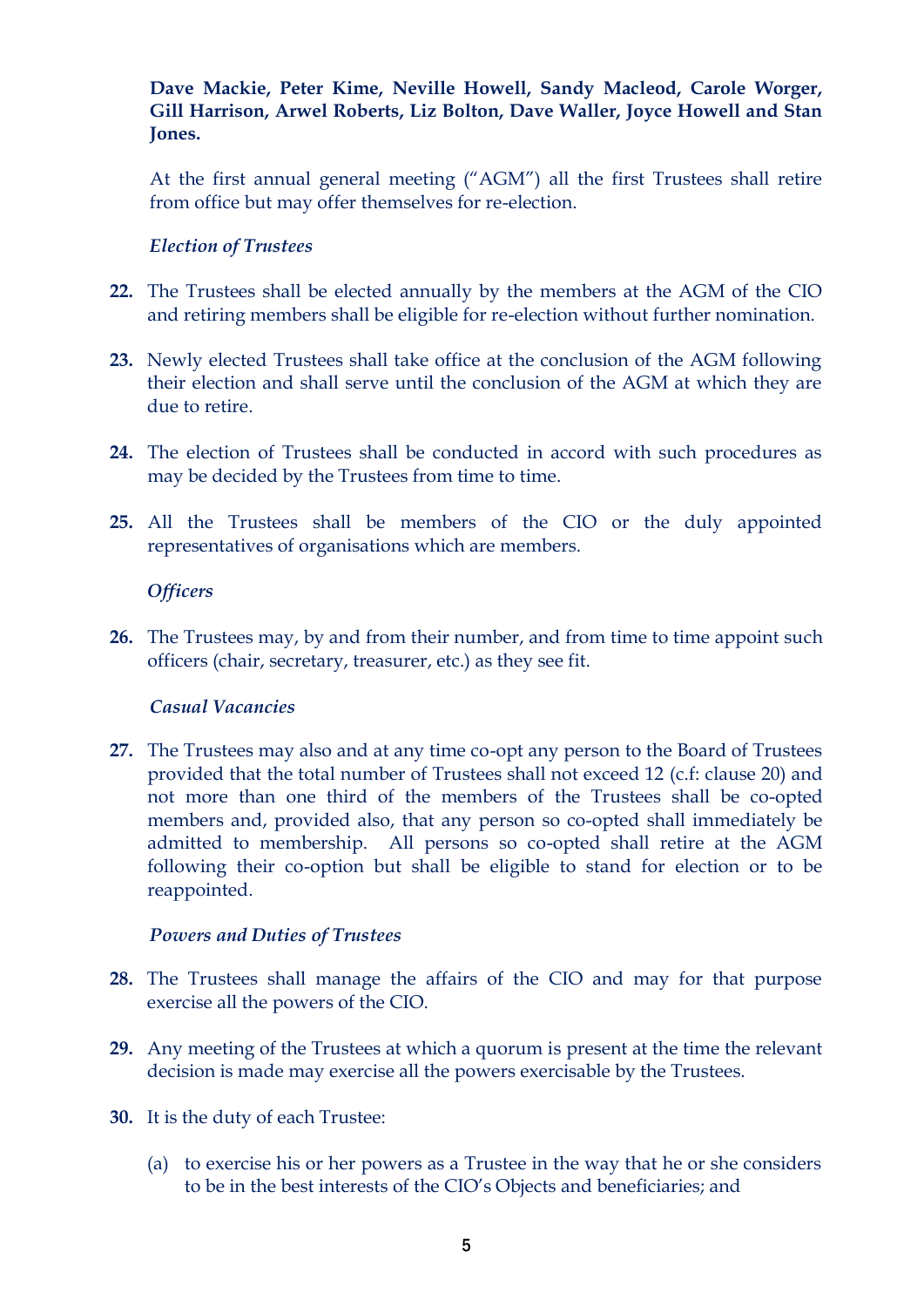**Dave Mackie, Peter Kime, Neville Howell, Sandy Macleod, Carole Worger, Gill Harrison, Arwel Roberts, Liz Bolton, Dave Waller, Joyce Howell and Stan Jones.**

At the first annual general meeting ("AGM") all the first Trustees shall retire from office but may offer themselves for re-election.

*Election of Trustees*

**22.** The Trustees shall be elected annually by the members at the AGM of the CIO and retiring members shall be eligible for re-election without further nomination.

**23.** Newly elected Trustees shall take office at the conclusion of the AGM following their election and shall serve until the conclusion of the AGM at which they are due to retire.

**24.** The election of Trustees shall be conducted in accord with such procedures as may be decided by the Trustees from time to time.

**25.** All the Trustees shall be members of the CIO or the duly appointed representatives of organisations which are members.

*Officers*

**26.** The Trustees may, by and from their number, and from time to time appoint such officers (chair, secretary, treasurer, etc.) as they see fit.

*Casual Vacancies*

**27.** The Trustees may also and at any time co-opt any person to the Board of Trustees provided that the total number of Trustees shall not exceed 12 (c.f: clause 20) and not more than one third of the members of the Trustees shall be co-opted members and, provided also, that any person so co-opted shall immediately be admitted to membership. All persons so co-opted shall retire at the AGM following their co-option but shall be eligible to stand for election or to be reappointed.

*Powers and Duties of Trustees*

**28.** The Trustees shall manage the affairs of the CIO and may for that purpose exercise all the powers of the CIO.

**29.** Any meeting of the Trustees at which a quorum is present at the time the relevant decision is made may exercise all the powers exercisable by the Trustees.

**30.** It is the duty of each Trustee:

(a) to exercise his or her powers as a Trustee in the way that he or she considers to be in the best interests of the CIO's Objects and beneficiaries; and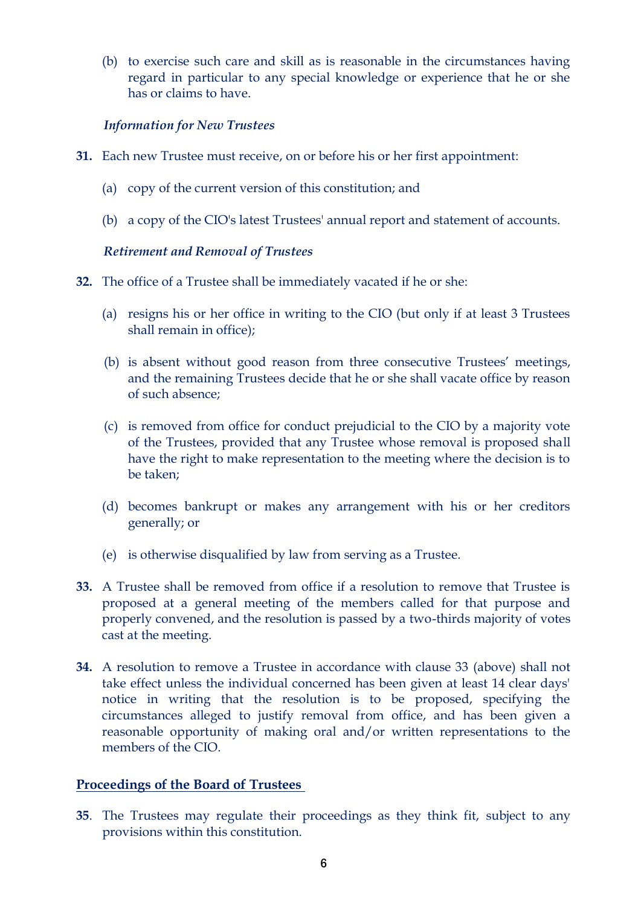(b) to exercise such care and skill as is reasonable in the circumstances having regard in particular to any special knowledge or experience that he or she has or claims to have.

*Information for New Trustees*

**31.** Each new Trustee must receive, on or before his or her first appointment:

(a) copy of the current version of this constitution; and

(b) a copy of the CIO's latest Trustees' annual report and statement of accounts.

*Retirement and Removal of Trustees*

**32.** The office of a Trustee shall be immediately vacated if he or she:

(a) resigns his or her office in writing to the CIO (but only if at least 3 Trustees shall remain in office);

(b) is absent without good reason from three consecutive Trustees' meetings, and the remaining Trustees decide that he or she shall vacate office by reason of such absence;

(c) is removed from office for conduct prejudicial to the CIO by a majority vote of the Trustees, provided that any Trustee whose removal is proposed shall have the right to make representation to the meeting where the decision is to be taken;

(d) becomes bankrupt or makes any arrangement with his or her creditors generally; or

(e) is otherwise disqualified by law from serving as a Trustee.

**33.** A Trustee shall be removed from office if a resolution to remove that Trustee is proposed at a general meeting of the members called for that purpose and properly convened, and the resolution is passed by a two-thirds majority of votes cast at the meeting.

**34.** A resolution to remove a Trustee in accordance with clause 33 (above) shall not take effect unless the individual concerned has been given at least 14 clear days' notice in writing that the resolution is to be proposed, specifying the circumstances alleged to justify removal from office, and has been given a reasonable opportunity of making oral and/or written representations to the members of the CIO.

## Proceedings of the Board of Trustees

**35**. The Trustees may regulate their proceedings as they think fit, subject to any provisions within this constitution.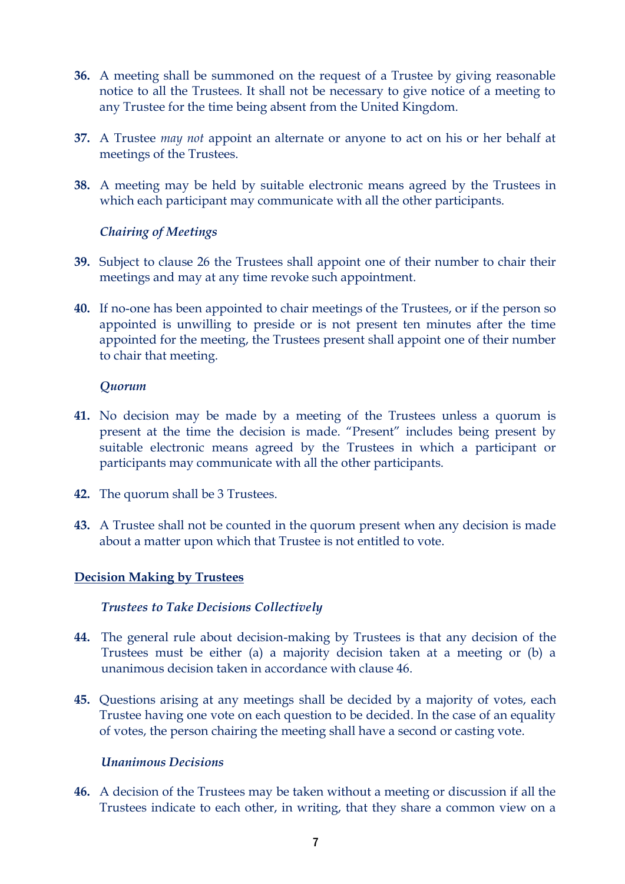**36.** A meeting shall be summoned on the request of a Trustee by giving reasonable notice to all the Trustees. It shall not be necessary to give notice of a meeting to any Trustee for the time being absent from the United Kingdom.

**37.** A Trustee *may not* appoint an alternate or anyone to act on his or her behalf at meetings of the Trustees.

**38.** A meeting may be held by suitable electronic means agreed by the Trustees in which each participant may communicate with all the other participants.

### *Chairing of Meetings*

**39.** Subject to clause 26 the Trustees shall appoint one of their number to chair their meetings and may at any time revoke such appointment.

**40.** If no-one has been appointed to chair meetings of the Trustees, or if the person so appointed is unwilling to preside or is not present ten minutes after the time appointed for the meeting, the Trustees present shall appoint one of their number to chair that meeting.

### *Quorum*

**41.** No decision may be made by a meeting of the Trustees unless a quorum is present at the time the decision is made. "Present" includes being present by suitable electronic means agreed by the Trustees in which a participant or participants may communicate with all the other participants.

**42.** The quorum shall be 3 Trustees.

**43.** A Trustee shall not be counted in the quorum present when any decision is made about a matter upon which that Trustee is not entitled to vote.

## Decision Making by Trustees

### *Trustees to Take Decisions Collectively*

**44.** The general rule about decision-making by Trustees is that any decision of the Trustees must be either (a) a majority decision taken at a meeting or (b) a unanimous decision taken in accordance with clause 46.

**45.** Questions arising at any meetings shall be decided by a majority of votes, each Trustee having one vote on each question to be decided. In the case of an equality of votes, the person chairing the meeting shall have a second or casting vote.

### *Unanimous Decisions*

**46.** A decision of the Trustees may be taken without a meeting or discussion if all the Trustees indicate to each other, in writing, that they share a common view on a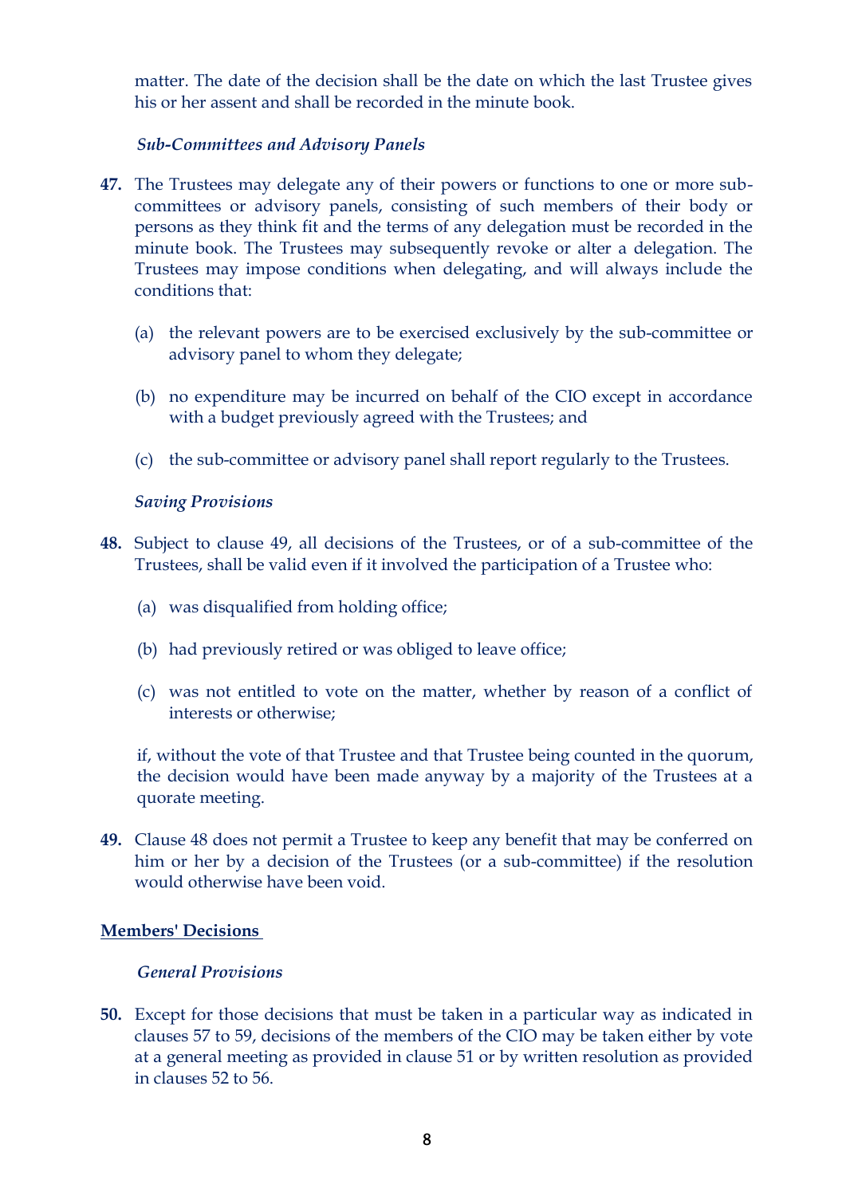matter. The date of the decision shall be the date on which the last Trustee gives his or her assent and shall be recorded in the minute book.

### *Sub-Committees and Advisory Panels*

**47.** The Trustees may delegate any of their powers or functions to one or more sub-committees or advisory panels, consisting of such members of their body or persons as they think fit and the terms of any delegation must be recorded in the minute book. The Trustees may subsequently revoke or alter a delegation. The Trustees may impose conditions when delegating, and will always include the conditions that:

(a) the relevant powers are to be exercised exclusively by the sub-committee or advisory panel to whom they delegate;

(b) no expenditure may be incurred on behalf of the CIO except in accordance with a budget previously agreed with the Trustees; and

(c) the sub-committee or advisory panel shall report regularly to the Trustees.

### *Saving Provisions*

**48.** Subject to clause 49, all decisions of the Trustees, or of a sub-committee of the Trustees, shall be valid even if it involved the participation of a Trustee who:

(a) was disqualified from holding office;

(b) had previously retired or was obliged to leave office;

(c) was not entitled to vote on the matter, whether by reason of a conflict of interests or otherwise;

if, without the vote of that Trustee and that Trustee being counted in the quorum, the decision would have been made anyway by a majority of the Trustees at a quorate meeting.

**49.** Clause 48 does not permit a Trustee to keep any benefit that may be conferred on him or her by a decision of the Trustees (or a sub-committee) if the resolution would otherwise have been void.

## Members' Decisions

### *General Provisions*

**50.** Except for those decisions that must be taken in a particular way as indicated in clauses 57 to 59, decisions of the members of the CIO may be taken either by vote at a general meeting as provided in clause 51 or by written resolution as provided in clauses 52 to 56.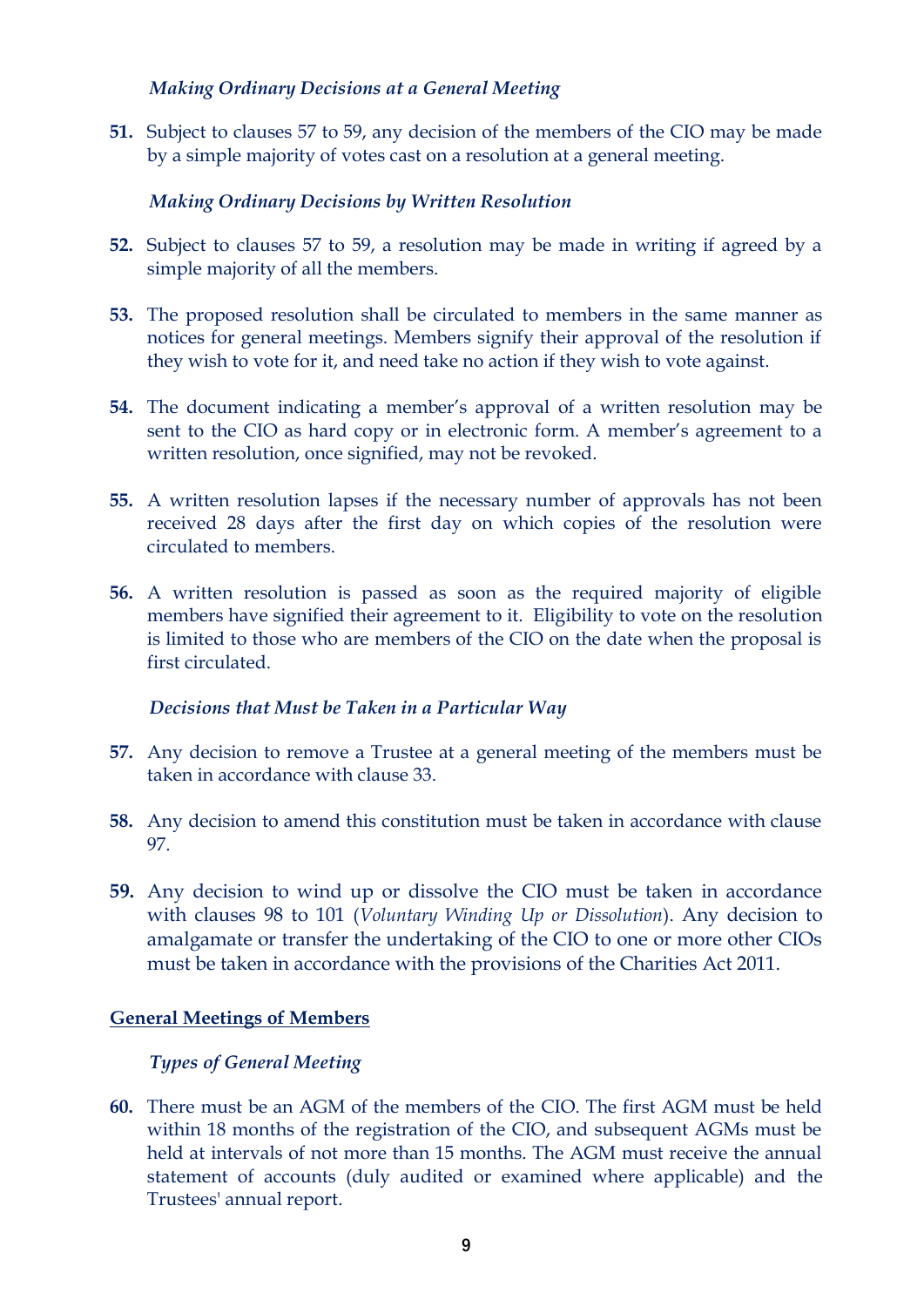### *Making Ordinary Decisions at a General Meeting*

**51.** Subject to clauses 57 to 59, any decision of the members of the CIO may be made by a simple majority of votes cast on a resolution at a general meeting.

### *Making Ordinary Decisions by Written Resolution*

**52.** Subject to clauses 57 to 59, a resolution may be made in writing if agreed by a simple majority of all the members.

**53.** The proposed resolution shall be circulated to members in the same manner as notices for general meetings. Members signify their approval of the resolution if they wish to vote for it, and need take no action if they wish to vote against.

**54.** The document indicating a member's approval of a written resolution may be sent to the CIO as hard copy or in electronic form. A member's agreement to a written resolution, once signified, may not be revoked.

**55.** A written resolution lapses if the necessary number of approvals has not been received 28 days after the first day on which copies of the resolution were circulated to members.

**56.** A written resolution is passed as soon as the required majority of eligible members have signified their agreement to it. Eligibility to vote on the resolution is limited to those who are members of the CIO on the date when the proposal is first circulated.

### *Decisions that Must be Taken in a Particular Way*

**57.** Any decision to remove a Trustee at a general meeting of the members must be taken in accordance with clause 33.

**58.** Any decision to amend this constitution must be taken in accordance with clause 97.

**59.** Any decision to wind up or dissolve the CIO must be taken in accordance with clauses 98 to 101 (*Voluntary Winding Up or Dissolution*). Any decision to amalgamate or transfer the undertaking of the CIO to one or more other CIOs must be taken in accordance with the provisions of the Charities Act 2011.

## <u>General Meetings of Members</u>

### *Types of General Meeting*

**60.** There must be an AGM of the members of the CIO. The first AGM must be held within 18 months of the registration of the CIO, and subsequent AGMs must be held at intervals of not more than 15 months. The AGM must receive the annual statement of accounts (duly audited or examined where applicable) and the Trustees' annual report.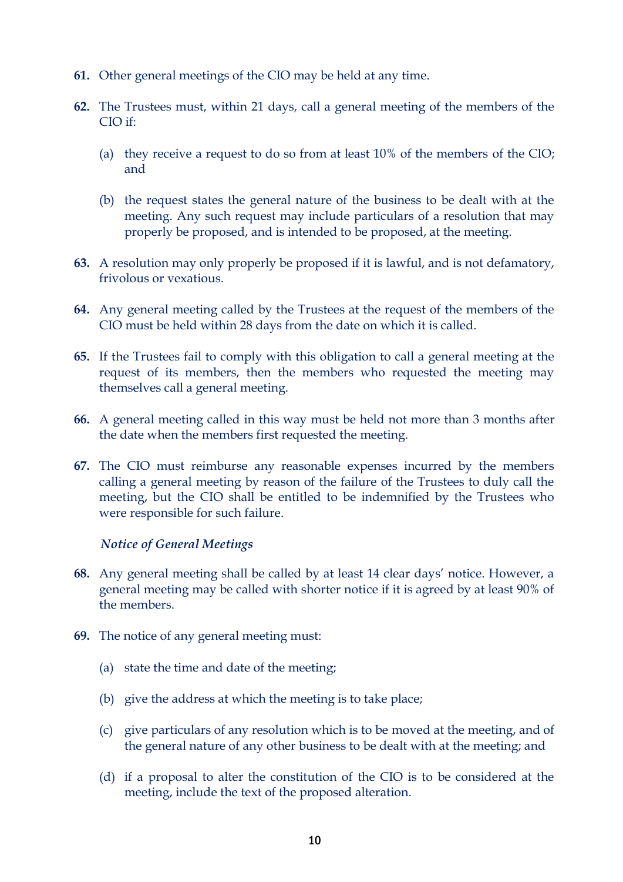**61.** Other general meetings of the CIO may be held at any time.

**62.** The Trustees must, within 21 days, call a general meeting of the members of the CIO if:

(a) they receive a request to do so from at least 10% of the members of the CIO; and

(b) the request states the general nature of the business to be dealt with at the meeting. Any such request may include particulars of a resolution that may properly be proposed, and is intended to be proposed, at the meeting.

**63.** A resolution may only properly be proposed if it is lawful, and is not defamatory, frivolous or vexatious.

**64.** Any general meeting called by the Trustees at the request of the members of the CIO must be held within 28 days from the date on which it is called.

**65.** If the Trustees fail to comply with this obligation to call a general meeting at the request of its members, then the members who requested the meeting may themselves call a general meeting.

**66.** A general meeting called in this way must be held not more than 3 months after the date when the members first requested the meeting.

**67.** The CIO must reimburse any reasonable expenses incurred by the members calling a general meeting by reason of the failure of the Trustees to duly call the meeting, but the CIO shall be entitled to be indemnified by the Trustees who were responsible for such failure.

*Notice of General Meetings*

**68.** Any general meeting shall be called by at least 14 clear days' notice. However, a general meeting may be called with shorter notice if it is agreed by at least 90% of the members.

**69.** The notice of any general meeting must:

(a) state the time and date of the meeting;

(b) give the address at which the meeting is to take place;

(c) give particulars of any resolution which is to be moved at the meeting, and of the general nature of any other business to be dealt with at the meeting; and

(d) if a proposal to alter the constitution of the CIO is to be considered at the meeting, include the text of the proposed alteration.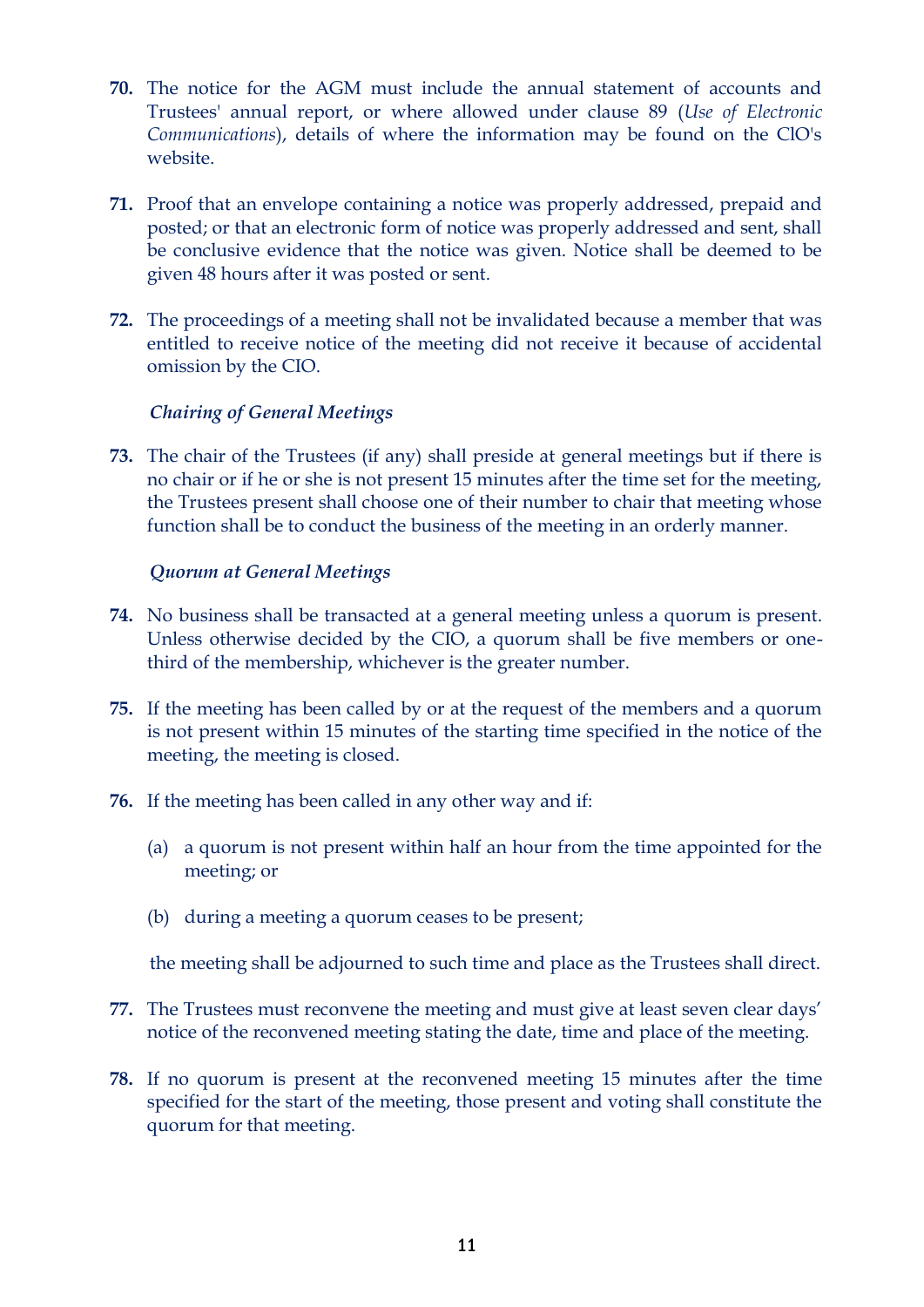**70.** The notice for the AGM must include the annual statement of accounts and Trustees' annual report, or where allowed under clause 89 (*Use of Electronic Communications*), details of where the information may be found on the ClO's website.

**71.** Proof that an envelope containing a notice was properly addressed, prepaid and posted; or that an electronic form of notice was properly addressed and sent, shall be conclusive evidence that the notice was given. Notice shall be deemed to be given 48 hours after it was posted or sent.

**72.** The proceedings of a meeting shall not be invalidated because a member that was entitled to receive notice of the meeting did not receive it because of accidental omission by the CIO.

***Chairing of General Meetings***

**73.** The chair of the Trustees (if any) shall preside at general meetings but if there is no chair or if he or she is not present 15 minutes after the time set for the meeting, the Trustees present shall choose one of their number to chair that meeting whose function shall be to conduct the business of the meeting in an orderly manner.

***Quorum at General Meetings***

**74.** No business shall be transacted at a general meeting unless a quorum is present. Unless otherwise decided by the CIO, a quorum shall be five members or one-third of the membership, whichever is the greater number.

**75.** If the meeting has been called by or at the request of the members and a quorum is not present within 15 minutes of the starting time specified in the notice of the meeting, the meeting is closed.

**76.** If the meeting has been called in any other way and if:

(a) a quorum is not present within half an hour from the time appointed for the meeting; or

(b) during a meeting a quorum ceases to be present;

the meeting shall be adjourned to such time and place as the Trustees shall direct.

**77.** The Trustees must reconvene the meeting and must give at least seven clear days' notice of the reconvened meeting stating the date, time and place of the meeting.

**78.** If no quorum is present at the reconvened meeting 15 minutes after the time specified for the start of the meeting, those present and voting shall constitute the quorum for that meeting.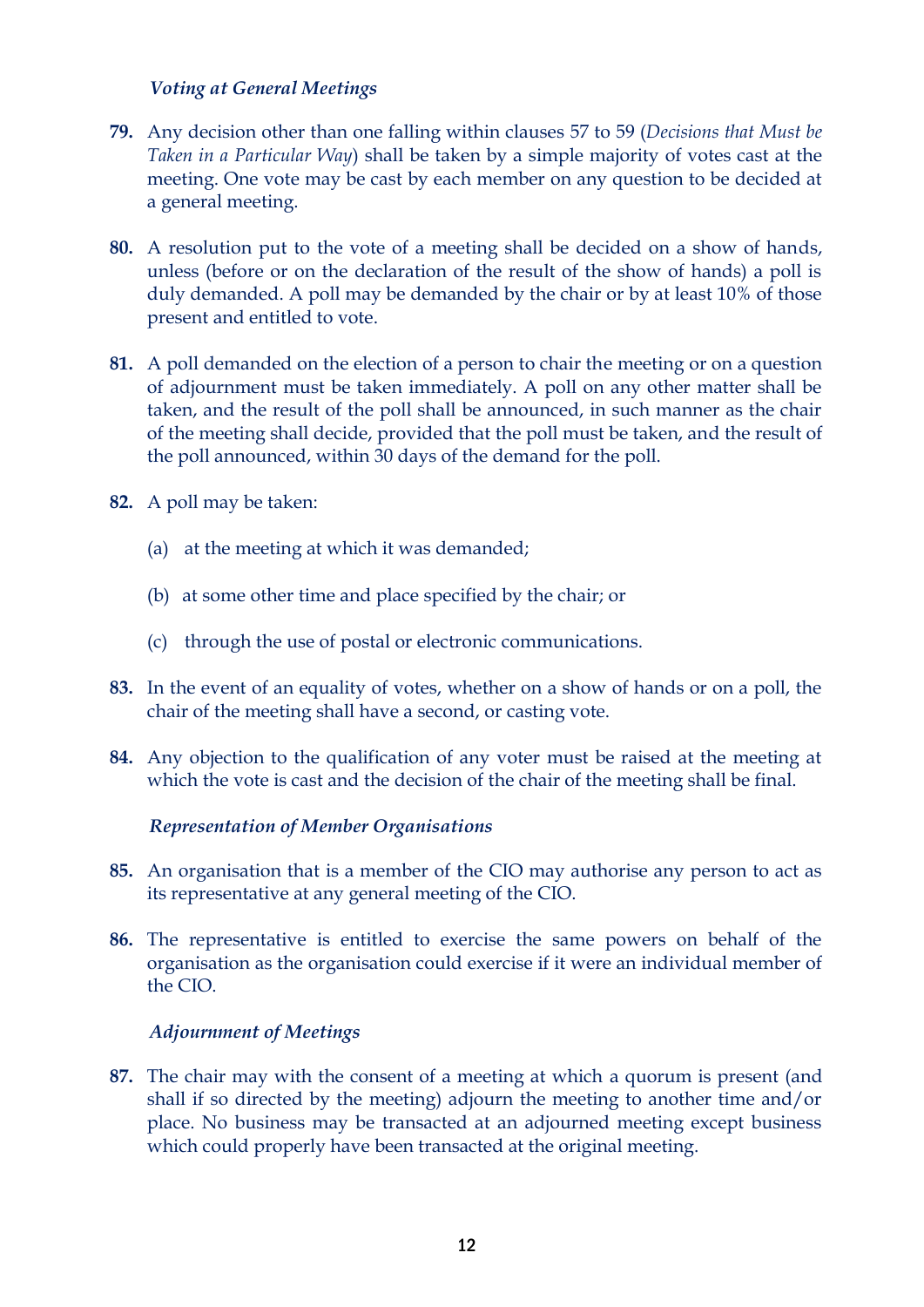### *Voting at General Meetings*

**79.** Any decision other than one falling within clauses 57 to 59 (*Decisions that Must be Taken in a Particular Way*) shall be taken by a simple majority of votes cast at the meeting. One vote may be cast by each member on any question to be decided at a general meeting.

**80.** A resolution put to the vote of a meeting shall be decided on a show of hands, unless (before or on the declaration of the result of the show of hands) a poll is duly demanded. A poll may be demanded by the chair or by at least 10% of those present and entitled to vote.

**81.** A poll demanded on the election of a person to chair the meeting or on a question of adjournment must be taken immediately. A poll on any other matter shall be taken, and the result of the poll shall be announced, in such manner as the chair of the meeting shall decide, provided that the poll must be taken, and the result of the poll announced, within 30 days of the demand for the poll.

**82.** A poll may be taken:

(a) at the meeting at which it was demanded;

(b) at some other time and place specified by the chair; or

(c) through the use of postal or electronic communications.

**83.** In the event of an equality of votes, whether on a show of hands or on a poll, the chair of the meeting shall have a second, or casting vote.

**84.** Any objection to the qualification of any voter must be raised at the meeting at which the vote is cast and the decision of the chair of the meeting shall be final.

### *Representation of Member Organisations*

**85.** An organisation that is a member of the CIO may authorise any person to act as its representative at any general meeting of the CIO.

**86.** The representative is entitled to exercise the same powers on behalf of the organisation as the organisation could exercise if it were an individual member of the CIO.

### *Adjournment of Meetings*

**87.** The chair may with the consent of a meeting at which a quorum is present (and shall if so directed by the meeting) adjourn the meeting to another time and/or place. No business may be transacted at an adjourned meeting except business which could properly have been transacted at the original meeting.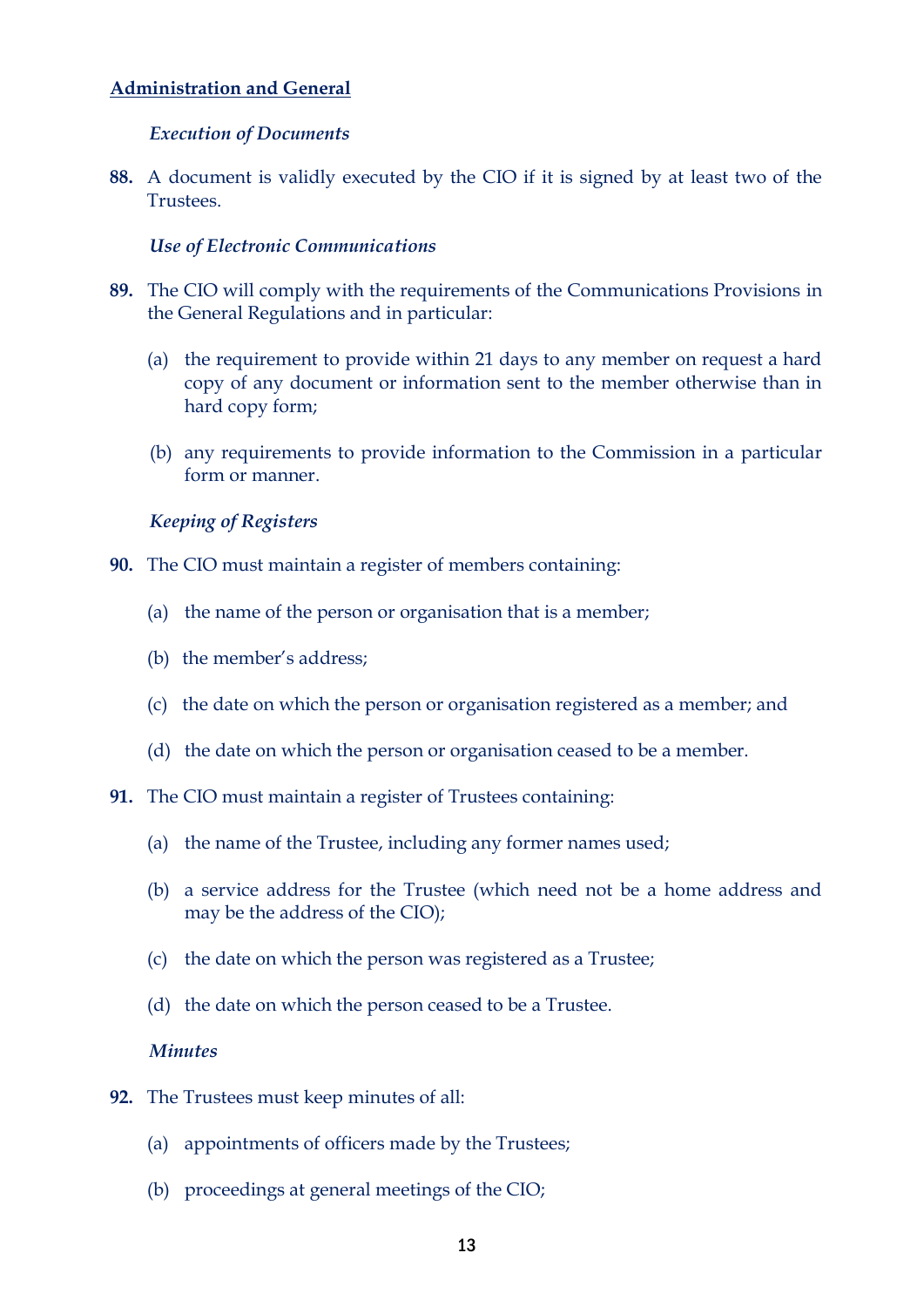## Administration and General

### *Execution of Documents*

**88.** A document is validly executed by the CIO if it is signed by at least two of the Trustees.

### *Use of Electronic Communications*

**89.** The CIO will comply with the requirements of the Communications Provisions in the General Regulations and in particular:

(a) the requirement to provide within 21 days to any member on request a hard copy of any document or information sent to the member otherwise than in hard copy form;

(b) any requirements to provide information to the Commission in a particular form or manner.

### *Keeping of Registers*

**90.** The CIO must maintain a register of members containing:

(a) the name of the person or organisation that is a member;

(b) the member's address;

(c) the date on which the person or organisation registered as a member; and

(d) the date on which the person or organisation ceased to be a member.

**91.** The CIO must maintain a register of Trustees containing:

(a) the name of the Trustee, including any former names used;

(b) a service address for the Trustee (which need not be a home address and may be the address of the CIO);

(c) the date on which the person was registered as a Trustee;

(d) the date on which the person ceased to be a Trustee.

### *Minutes*

**92.** The Trustees must keep minutes of all:

(a) appointments of officers made by the Trustees;

(b) proceedings at general meetings of the CIO;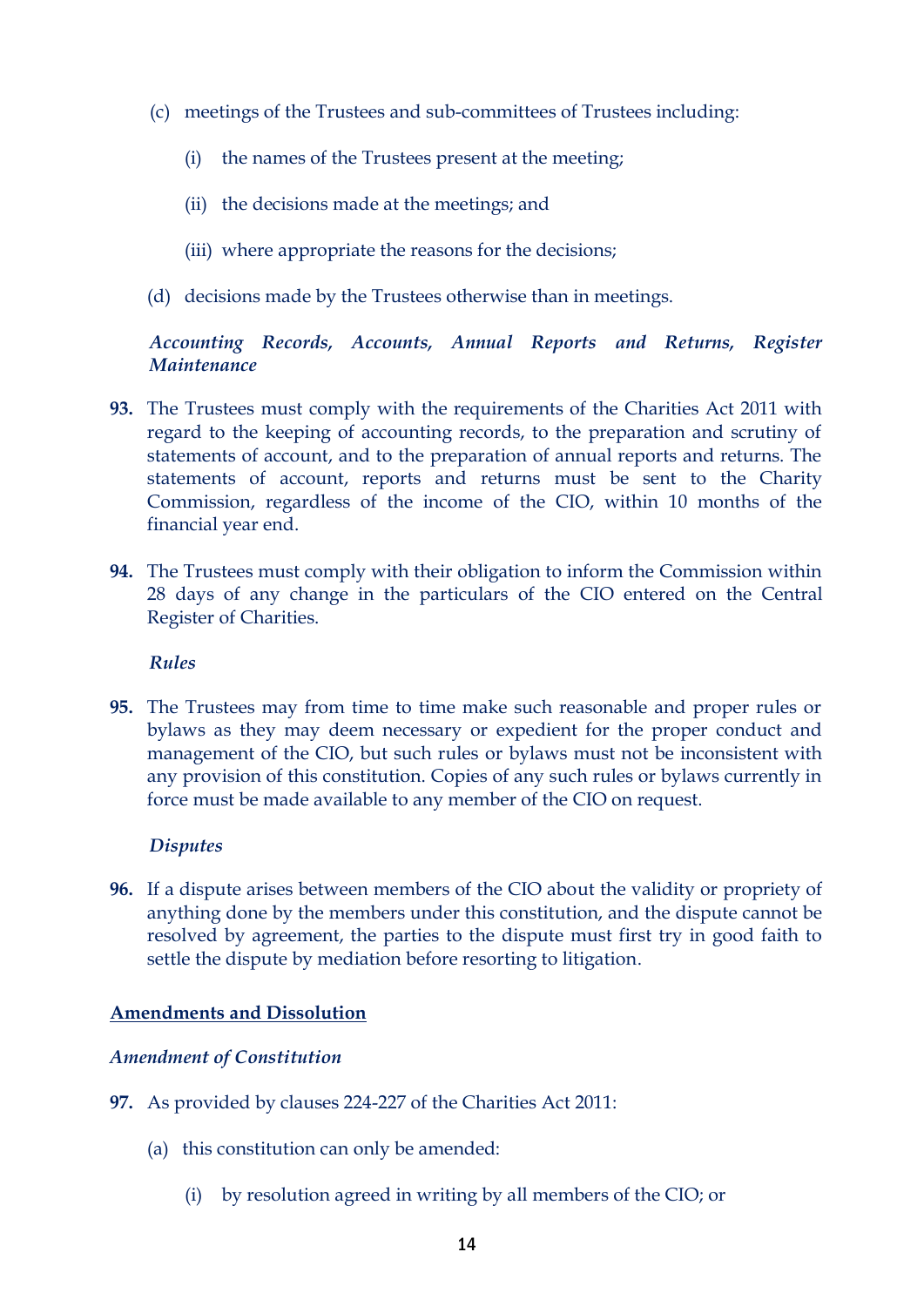(c) meetings of the Trustees and sub-committees of Trustees including:

   (i) the names of the Trustees present at the meeting;

   (ii) the decisions made at the meetings; and

   (iii) where appropriate the reasons for the decisions;

(d) decisions made by the Trustees otherwise than in meetings.

*Accounting Records, Accounts, Annual Reports and Returns, Register Maintenance*

**93.** The Trustees must comply with the requirements of the Charities Act 2011 with regard to the keeping of accounting records, to the preparation and scrutiny of statements of account, and to the preparation of annual reports and returns. The statements of account, reports and returns must be sent to the Charity Commission, regardless of the income of the CIO, within 10 months of the financial year end.

**94.** The Trustees must comply with their obligation to inform the Commission within 28 days of any change in the particulars of the CIO entered on the Central Register of Charities.

*Rules*

**95.** The Trustees may from time to time make such reasonable and proper rules or bylaws as they may deem necessary or expedient for the proper conduct and management of the CIO, but such rules or bylaws must not be inconsistent with any provision of this constitution. Copies of any such rules or bylaws currently in force must be made available to any member of the CIO on request.

*Disputes*

**96.** If a dispute arises between members of the CIO about the validity or propriety of anything done by the members under this constitution, and the dispute cannot be resolved by agreement, the parties to the dispute must first try in good faith to settle the dispute by mediation before resorting to litigation.

## Amendments and Dissolution

*Amendment of Constitution*

**97.** As provided by clauses 224-227 of the Charities Act 2011:

(a) this constitution can only be amended:

   (i) by resolution agreed in writing by all members of the CIO; or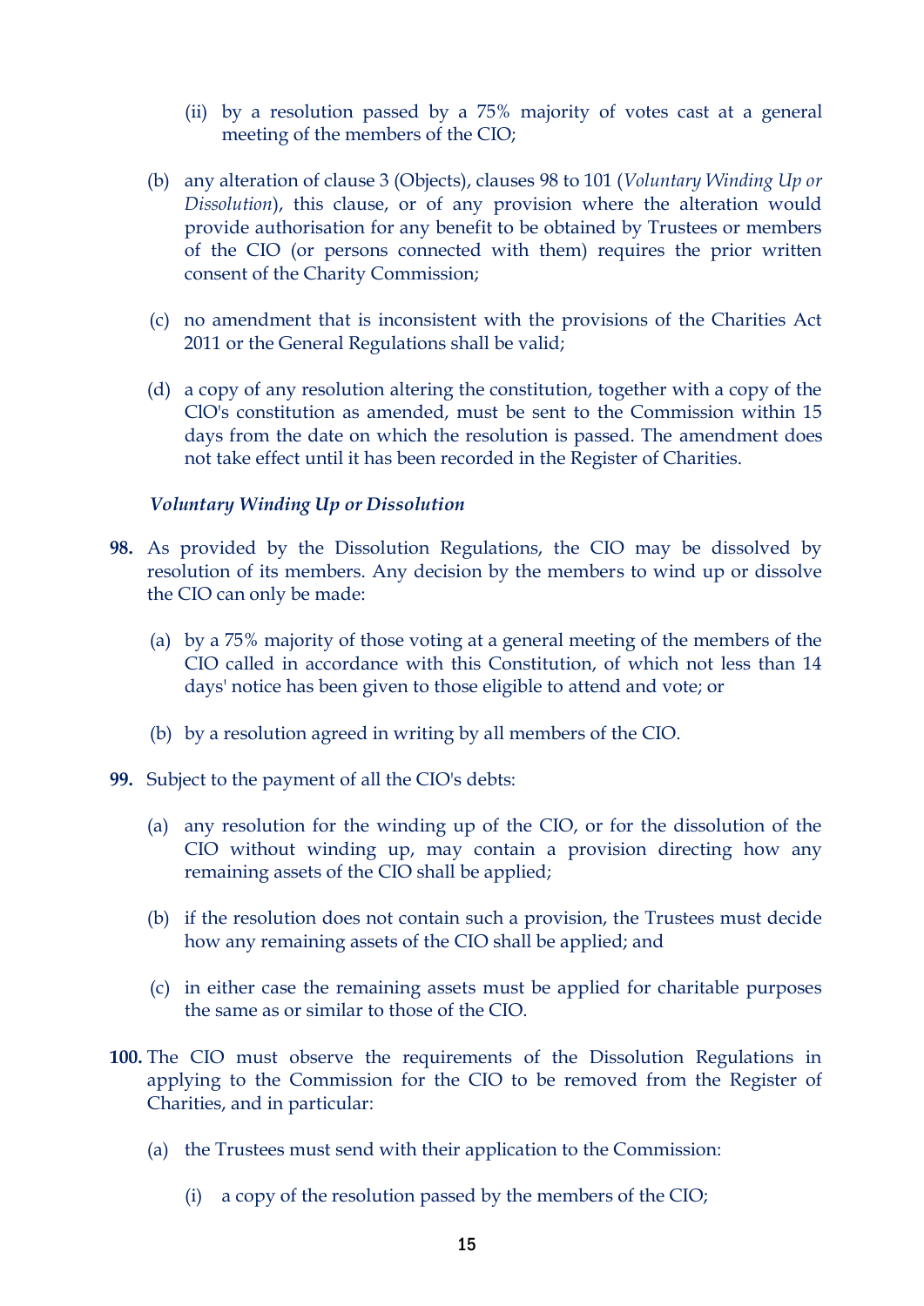(ii) by a resolution passed by a 75% majority of votes cast at a general meeting of the members of the CIO;

(b) any alteration of clause 3 (Objects), clauses 98 to 101 (*Voluntary Winding Up or Dissolution*), this clause, or of any provision where the alteration would provide authorisation for any benefit to be obtained by Trustees or members of the CIO (or persons connected with them) requires the prior written consent of the Charity Commission;

(c) no amendment that is inconsistent with the provisions of the Charities Act 2011 or the General Regulations shall be valid;

(d) a copy of any resolution altering the constitution, together with a copy of the ClO's constitution as amended, must be sent to the Commission within 15 days from the date on which the resolution is passed. The amendment does not take effect until it has been recorded in the Register of Charities.

***Voluntary Winding Up or Dissolution***

**98.** As provided by the Dissolution Regulations, the CIO may be dissolved by resolution of its members. Any decision by the members to wind up or dissolve the CIO can only be made:

(a) by a 75% majority of those voting at a general meeting of the members of the CIO called in accordance with this Constitution, of which not less than 14 days' notice has been given to those eligible to attend and vote; or

(b) by a resolution agreed in writing by all members of the CIO.

**99.** Subject to the payment of all the CIO's debts:

(a) any resolution for the winding up of the CIO, or for the dissolution of the CIO without winding up, may contain a provision directing how any remaining assets of the CIO shall be applied;

(b) if the resolution does not contain such a provision, the Trustees must decide how any remaining assets of the CIO shall be applied; and

(c) in either case the remaining assets must be applied for charitable purposes the same as or similar to those of the CIO.

**100.** The CIO must observe the requirements of the Dissolution Regulations in applying to the Commission for the CIO to be removed from the Register of Charities, and in particular:

(a) the Trustees must send with their application to the Commission:

(i) a copy of the resolution passed by the members of the CIO;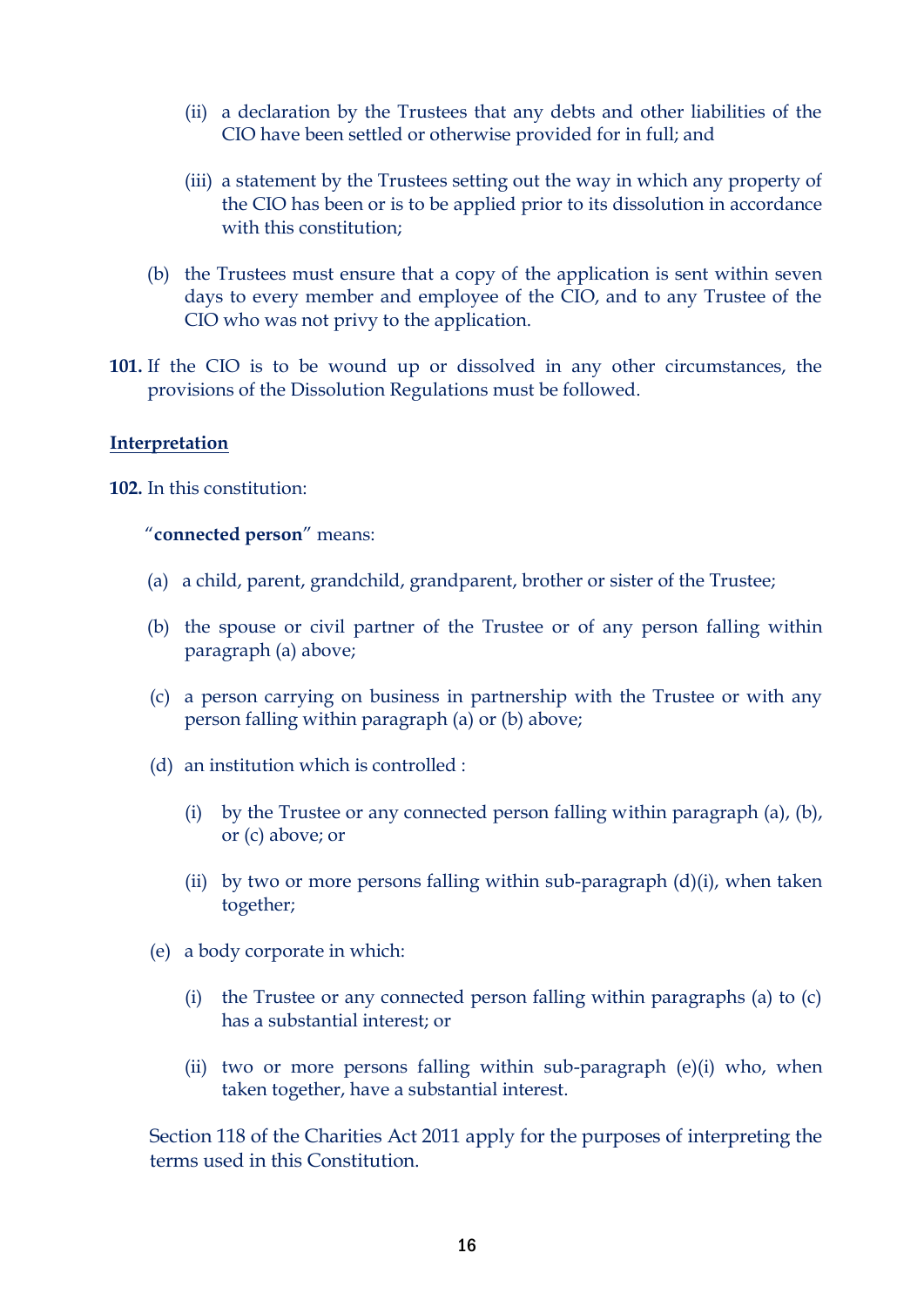(ii) a declaration by the Trustees that any debts and other liabilities of the CIO have been settled or otherwise provided for in full; and

   (iii) a statement by the Trustees setting out the way in which any property of the CIO has been or is to be applied prior to its dissolution in accordance with this constitution;

(b) the Trustees must ensure that a copy of the application is sent within seven days to every member and employee of the CIO, and to any Trustee of the CIO who was not privy to the application.

**101.** If the CIO is to be wound up or dissolved in any other circumstances, the provisions of the Dissolution Regulations must be followed.

**<u>Interpretation</u>**

**102.** In this constitution:

"**connected person**" means:

(a) a child, parent, grandchild, grandparent, brother or sister of the Trustee;

(b) the spouse or civil partner of the Trustee or of any person falling within paragraph (a) above;

(c) a person carrying on business in partnership with the Trustee or with any person falling within paragraph (a) or (b) above;

(d) an institution which is controlled :

   (i) by the Trustee or any connected person falling within paragraph (a), (b), or (c) above; or

   (ii) by two or more persons falling within sub-paragraph (d)(i), when taken together;

(e) a body corporate in which:

   (i) the Trustee or any connected person falling within paragraphs (a) to (c) has a substantial interest; or

   (ii) two or more persons falling within sub-paragraph (e)(i) who, when taken together, have a substantial interest.

Section 118 of the Charities Act 2011 apply for the purposes of interpreting the terms used in this Constitution.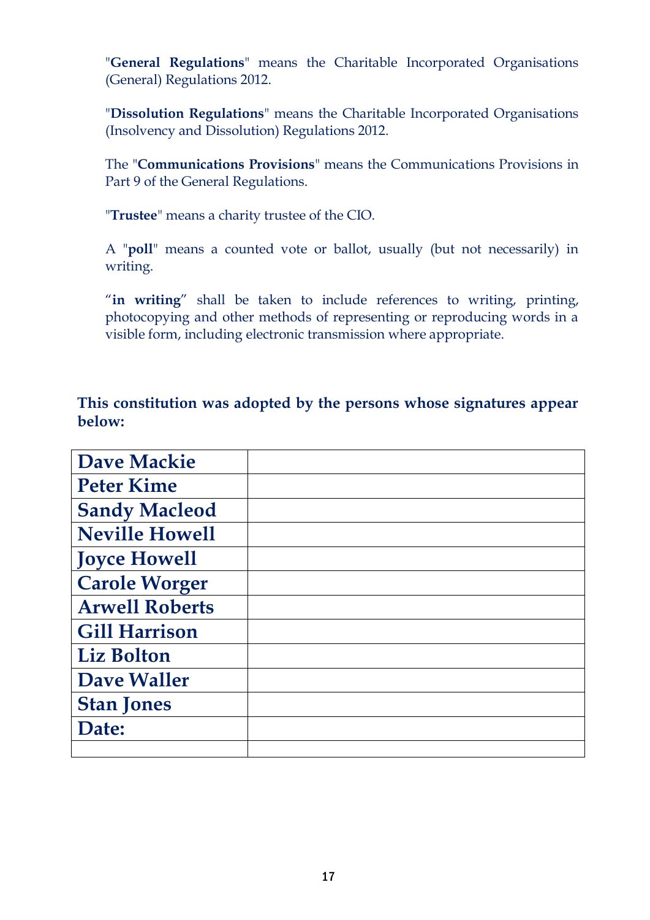"**General Regulations**" means the Charitable Incorporated Organisations (General) Regulations 2012.

"**Dissolution Regulations**" means the Charitable Incorporated Organisations (Insolvency and Dissolution) Regulations 2012.

The "**Communications Provisions**" means the Communications Provisions in Part 9 of the General Regulations.

"**Trustee**" means a charity trustee of the CIO.

A "**poll**" means a counted vote or ballot, usually (but not necessarily) in writing.

"**in writing**" shall be taken to include references to writing, printing, photocopying and other methods of representing or reproducing words in a visible form, including electronic transmission where appropriate.

**This constitution was adopted by the persons whose signatures appear below:**

| | |
|---|---|
| **Dave Mackie** | |
| **Peter Kime** | |
| **Sandy Macleod** | |
| **Neville Howell** | |
| **Joyce Howell** | |
| **Carole Worger** | |
| **Arwell Roberts** | |
| **Gill Harrison** | |
| **Liz Bolton** | |
| **Dave Waller** | |
| **Stan Jones** | |
| **Date:** | |
| | |